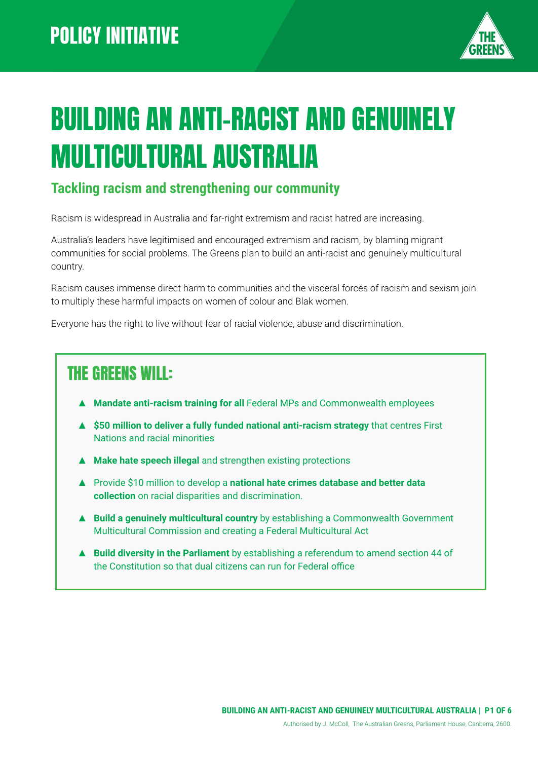POLICY INITIATIVE

# BUILDING AN ANTI-RACIST AND GENUINELY MULTICULTURAL AUSTRALIA

## Tackling racism and strengthening our community

Racism is widespread in Australia and far-right extremism and racist hatred are increasing.

Australia's leaders have legitimised and encouraged extremism and racism, by blaming migrant communities for social problems. The Greens plan to build an anti-racist and genuinely multicultural country.

Racism causes immense direct harm to communities and the visceral forces of racism and sexism join to multiply these harmful impacts on women of colour and Blak women.

Everyone has the right to live without fear of racial violence, abuse and discrimination.

### THE GREENS WILL:

- **Mandate anti-racism training for all** Federal MPs and Commonwealth employees
- **$50 million to deliver a fully funded national anti-racism strategy** that centres First Nations and racial minorities
- **Make hate speech illegal** and strengthen existing protections
- Provide $10 million to develop a **national hate crimes database and better data collection** on racial disparities and discrimination.
- **Build a genuinely multicultural country** by establishing a Commonwealth Government Multicultural Commission and creating a Federal Multicultural Act
- **Build diversity in the Parliament** by establishing a referendum to amend section 44 of the Constitution so that dual citizens can run for Federal office

Authorised by J. McColl, The Australian Greens, Parliament House, Canberra, 2600.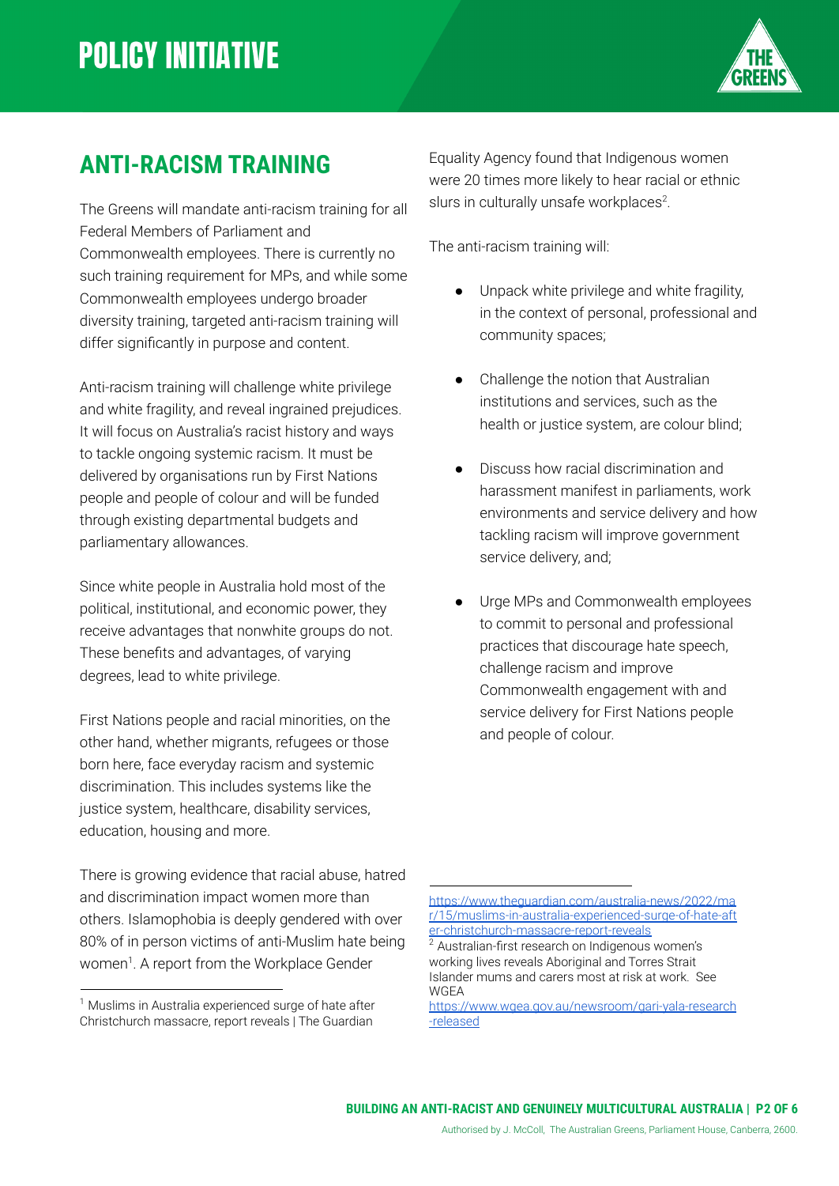# POLICY INITIATIVE

## ANTI-RACISM TRAINING

The Greens will mandate anti-racism training for all Federal Members of Parliament and Commonwealth employees. There is currently no such training requirement for MPs, and while some Commonwealth employees undergo broader diversity training, targeted anti-racism training will differ significantly in purpose and content.

Anti-racism training will challenge white privilege and white fragility, and reveal ingrained prejudices. It will focus on Australia's racist history and ways to tackle ongoing systemic racism. It must be delivered by organisations run by First Nations people and people of colour and will be funded through existing departmental budgets and parliamentary allowances.

Since white people in Australia hold most of the political, institutional, and economic power, they receive advantages that nonwhite groups do not. These benefits and advantages, of varying degrees, lead to white privilege.

First Nations people and racial minorities, on the other hand, whether migrants, refugees or those born here, face everyday racism and systemic discrimination. This includes systems like the justice system, healthcare, disability services, education, housing and more.

There is growing evidence that racial abuse, hatred and discrimination impact women more than others. Islamophobia is deeply gendered with over 80% of in person victims of anti-Muslim hate being women[1]. A report from the Workplace Gender Equality Agency found that Indigenous women were 20 times more likely to hear racial or ethnic slurs in culturally unsafe workplaces[2].

The anti-racism training will:

- Unpack white privilege and white fragility, in the context of personal, professional and community spaces;
- Challenge the notion that Australian institutions and services, such as the health or justice system, are colour blind;
- Discuss how racial discrimination and harassment manifest in parliaments, work environments and service delivery and how tackling racism will improve government service delivery, and;
- Urge MPs and Commonwealth employees to commit to personal and professional practices that discourage hate speech, challenge racism and improve Commonwealth engagement with and service delivery for First Nations people and people of colour.

---

[1] Muslims in Australia experienced surge of hate after Christchurch massacre, report reveals | The Guardian https://www.theguardian.com/australia-news/2022/mar/15/muslims-in-australia-experienced-surge-of-hate-after-christchurch-massacre-report-reveals

[2] Australian-first research on Indigenous women's working lives reveals Aboriginal and Torres Strait Islander mums and carers most at risk at work. See WGEA https://www.wgea.gov.au/newsroom/gari-yala-research-released

Authorised by J. McColl, The Australian Greens, Parliament House, Canberra, 2600.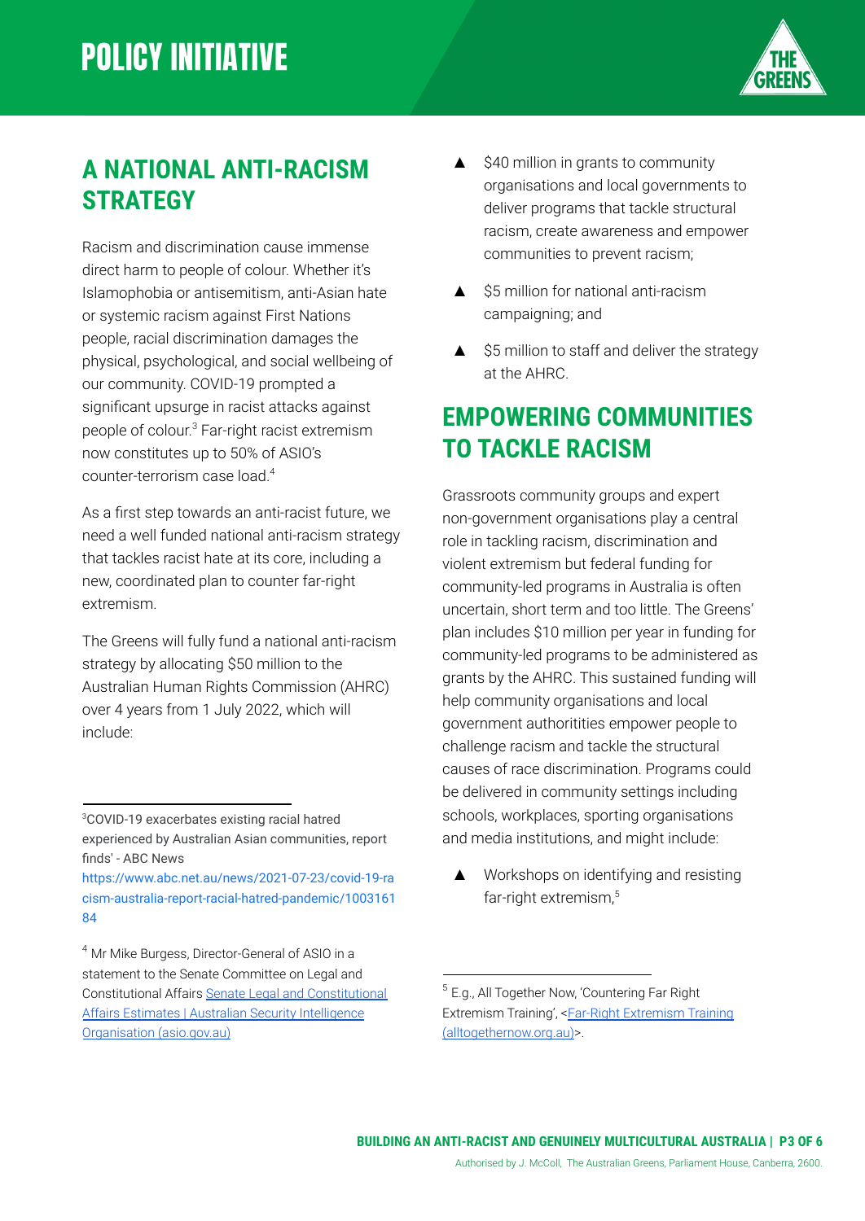## A NATIONAL ANTI-RACISM STRATEGY

Racism and discrimination cause immense direct harm to people of colour. Whether it's Islamophobia or antisemitism, anti-Asian hate or systemic racism against First Nations people, racial discrimination damages the physical, psychological, and social wellbeing of our community. COVID-19 prompted a significant upsurge in racist attacks against people of colour.[3] Far-right racist extremism now constitutes up to 50% of ASIO's counter-terrorism case load.[4]

As a first step towards an anti-racist future, we need a well funded national anti-racism strategy that tackles racist hate at its core, including a new, coordinated plan to counter far-right extremism.

The Greens will fully fund a national anti-racism strategy by allocating $50 million to the Australian Human Rights Commission (AHRC) over 4 years from 1 July 2022, which will include:

- $40 million in grants to community organisations and local governments to deliver programs that tackle structural racism, create awareness and empower communities to prevent racism;
- $5 million for national anti-racism campaigning; and
- $5 million to staff and deliver the strategy at the AHRC.

## EMPOWERING COMMUNITIES TO TACKLE RACISM

Grassroots community groups and expert non-government organisations play a central role in tackling racism, discrimination and violent extremism but federal funding for community-led programs in Australia is often uncertain, short term and too little. The Greens' plan includes $10 million per year in funding for community-led programs to be administered as grants by the AHRC. This sustained funding will help community organisations and local government authoritities empower people to challenge racism and tackle the structural causes of race discrimination. Programs could be delivered in community settings including schools, workplaces, sporting organisations and media institutions, and might include:

- Workshops on identifying and resisting far-right extremism,[5]

---

[3] COVID-19 exacerbates existing racial hatred experienced by Australian Asian communities, report finds' - ABC News https://www.abc.net.au/news/2021-07-23/covid-19-racism-australia-report-racial-hatred-pandemic/100316184

[4] Mr Mike Burgess, Director-General of ASIO in a statement to the Senate Committee on Legal and Constitutional Affairs Senate Legal and Constitutional Affairs Estimates | Australian Security Intelligence Organisation (asio.gov.au)

[5] E.g., All Together Now, 'Countering Far Right Extremism Training', <Far-Right Extremism Training (alltogethernow.org.au)>.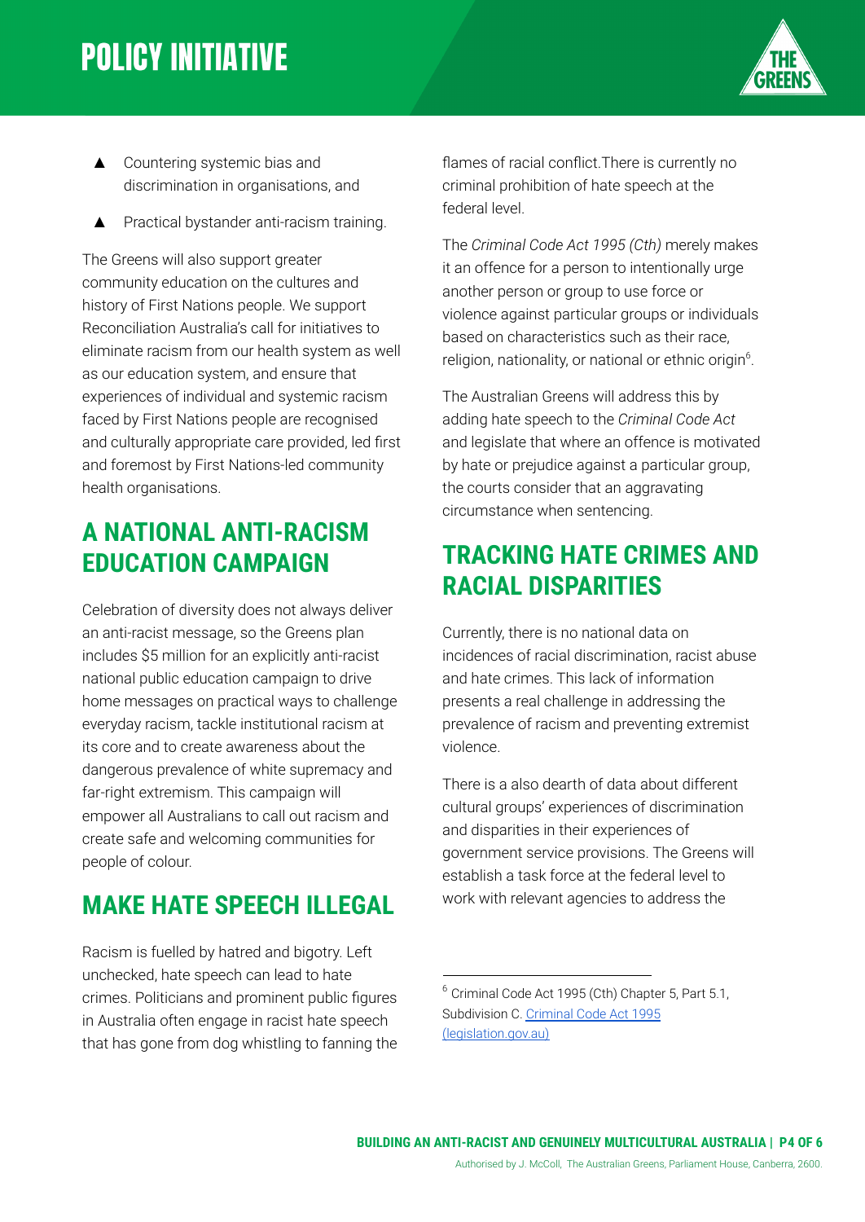- Countering systemic bias and discrimination in organisations, and
- Practical bystander anti-racism training.

The Greens will also support greater community education on the cultures and history of First Nations people. We support Reconciliation Australia's call for initiatives to eliminate racism from our health system as well as our education system, and ensure that experiences of individual and systemic racism faced by First Nations people are recognised and culturally appropriate care provided, led first and foremost by First Nations-led community health organisations.

## A NATIONAL ANTI-RACISM EDUCATION CAMPAIGN

Celebration of diversity does not always deliver an anti-racist message, so the Greens plan includes $5 million for an explicitly anti-racist national public education campaign to drive home messages on practical ways to challenge everyday racism, tackle institutional racism at its core and to create awareness about the dangerous prevalence of white supremacy and far-right extremism. This campaign will empower all Australians to call out racism and create safe and welcoming communities for people of colour.

## MAKE HATE SPEECH ILLEGAL

Racism is fuelled by hatred and bigotry. Left unchecked, hate speech can lead to hate crimes. Politicians and prominent public figures in Australia often engage in racist hate speech that has gone from dog whistling to fanning the flames of racial conflict.There is currently no criminal prohibition of hate speech at the federal level.

The *Criminal Code Act 1995 (Cth)* merely makes it an offence for a person to intentionally urge another person or group to use force or violence against particular groups or individuals based on characteristics such as their race, religion, nationality, or national or ethnic origin[6].

The Australian Greens will address this by adding hate speech to the *Criminal Code Act* and legislate that where an offence is motivated by hate or prejudice against a particular group, the courts consider that an aggravating circumstance when sentencing.

## TRACKING HATE CRIMES AND RACIAL DISPARITIES

Currently, there is no national data on incidences of racial discrimination, racist abuse and hate crimes. This lack of information presents a real challenge in addressing the prevalence of racism and preventing extremist violence.

There is a also dearth of data about different cultural groups' experiences of discrimination and disparities in their experiences of government service provisions. The Greens will establish a task force at the federal level to work with relevant agencies to address the

---

[6] Criminal Code Act 1995 (Cth) Chapter 5, Part 5.1, Subdivision C. [Criminal Code Act 1995 (legislation.gov.au)](legislation.gov.au)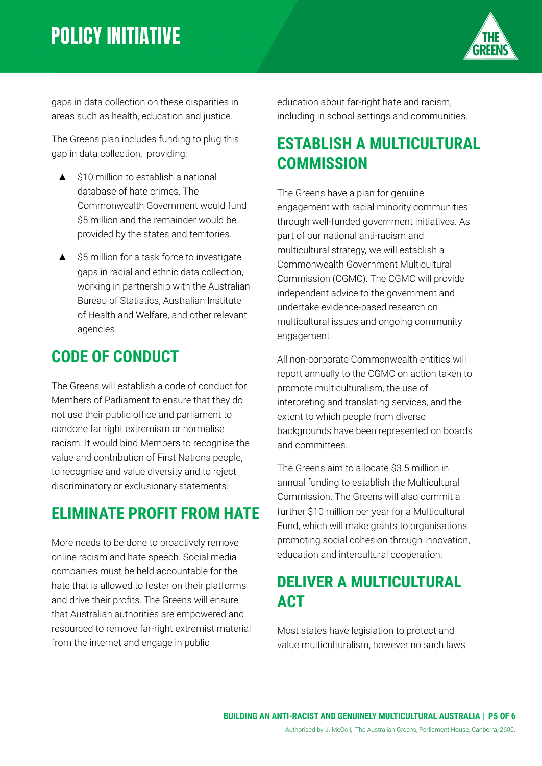gaps in data collection on these disparities in areas such as health, education and justice.

The Greens plan includes funding to plug this gap in data collection,  providing:

- $10 million to establish a national database of hate crimes. The Commonwealth Government would fund $5 million and the remainder would be provided by the states and territories.
- $5 million for a task force to investigate gaps in racial and ethnic data collection, working in partnership with the Australian Bureau of Statistics, Australian Institute of Health and Welfare, and other relevant agencies.

## CODE OF CONDUCT

The Greens will establish a code of conduct for Members of Parliament to ensure that they do not use their public office and parliament to condone far right extremism or normalise racism. It would bind Members to recognise the value and contribution of First Nations people, to recognise and value diversity and to reject discriminatory or exclusionary statements.

## ELIMINATE PROFIT FROM HATE

More needs to be done to proactively remove online racism and hate speech. Social media companies must be held accountable for the hate that is allowed to fester on their platforms and drive their profits. The Greens will ensure that Australian authorities are empowered and resourced to remove far-right extremist material from the internet and engage in public education about far-right hate and racism, including in school settings and communities.

## ESTABLISH A MULTICULTURAL COMMISSION

The Greens have a plan for genuine engagement with racial minority communities through well-funded government initiatives. As part of our national anti-racism and multicultural strategy, we will establish a Commonwealth Government Multicultural Commission (CGMC). The CGMC will provide independent advice to the government and undertake evidence-based research on multicultural issues and ongoing community engagement.

All non-corporate Commonwealth entities will report annually to the CGMC on action taken to promote multiculturalism, the use of interpreting and translating services, and the extent to which people from diverse backgrounds have been represented on boards and committees.

The Greens aim to allocate $3.5 million in annual funding to establish the Multicultural Commission. The Greens will also commit a further $10 million per year for a Multicultural Fund, which will make grants to organisations promoting social cohesion through innovation, education and intercultural cooperation.

## DELIVER A MULTICULTURAL ACT

Most states have legislation to protect and value multiculturalism, however no such laws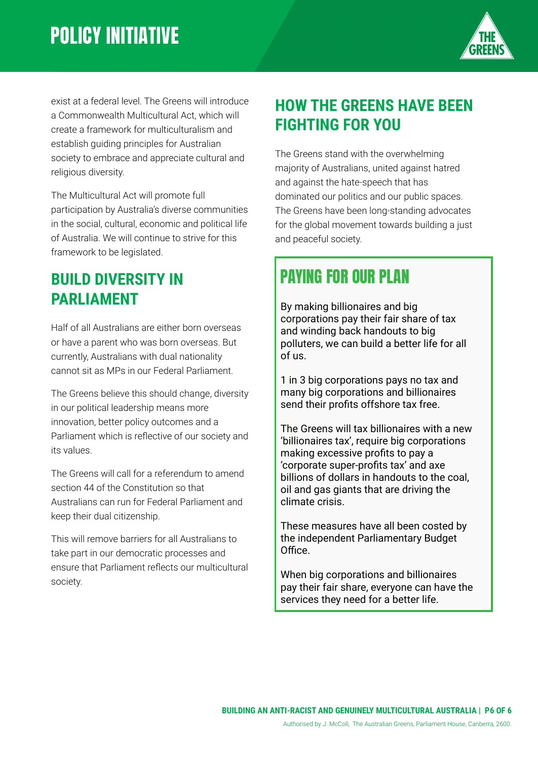exist at a federal level. The Greens will introduce a Commonwealth Multicultural Act, which will create a framework for multiculturalism and establish guiding principles for Australian society to embrace and appreciate cultural and religious diversity.

The Multicultural Act will promote full participation by Australia's diverse communities in the social, cultural, economic and political life of Australia. We will continue to strive for this framework to be legislated.

## BUILD DIVERSITY IN PARLIAMENT

Half of all Australians are either born overseas or have a parent who was born overseas. But currently, Australians with dual nationality cannot sit as MPs in our Federal Parliament.

The Greens believe this should change, diversity in our political leadership means more innovation, better policy outcomes and a Parliament which is reflective of our society and its values.

The Greens will call for a referendum to amend section 44 of the Constitution so that Australians can run for Federal Parliament and keep their dual citizenship.

This will remove barriers for all Australians to take part in our democratic processes and ensure that Parliament reflects our multicultural society.

## HOW THE GREENS HAVE BEEN FIGHTING FOR YOU

The Greens stand with the overwhelming majority of Australians, united against hatred and against the hate-speech that has dominated our politics and our public spaces. The Greens have been long-standing advocates for the global movement towards building a just and peaceful society.

## PAYING FOR OUR PLAN

By making billionaires and big corporations pay their fair share of tax and winding back handouts to big polluters, we can build a better life for all of us.

1 in 3 big corporations pays no tax and many big corporations and billionaires send their profits offshore tax free.

The Greens will tax billionaires with a new 'billionaires tax', require big corporations making excessive profits to pay a 'corporate super-profits tax' and axe billions of dollars in handouts to the coal, oil and gas giants that are driving the climate crisis.

These measures have all been costed by the independent Parliamentary Budget Office.

When big corporations and billionaires pay their fair share, everyone can have the services they need for a better life.

Authorised by J. McColl, The Australian Greens, Parliament House, Canberra, 2600.